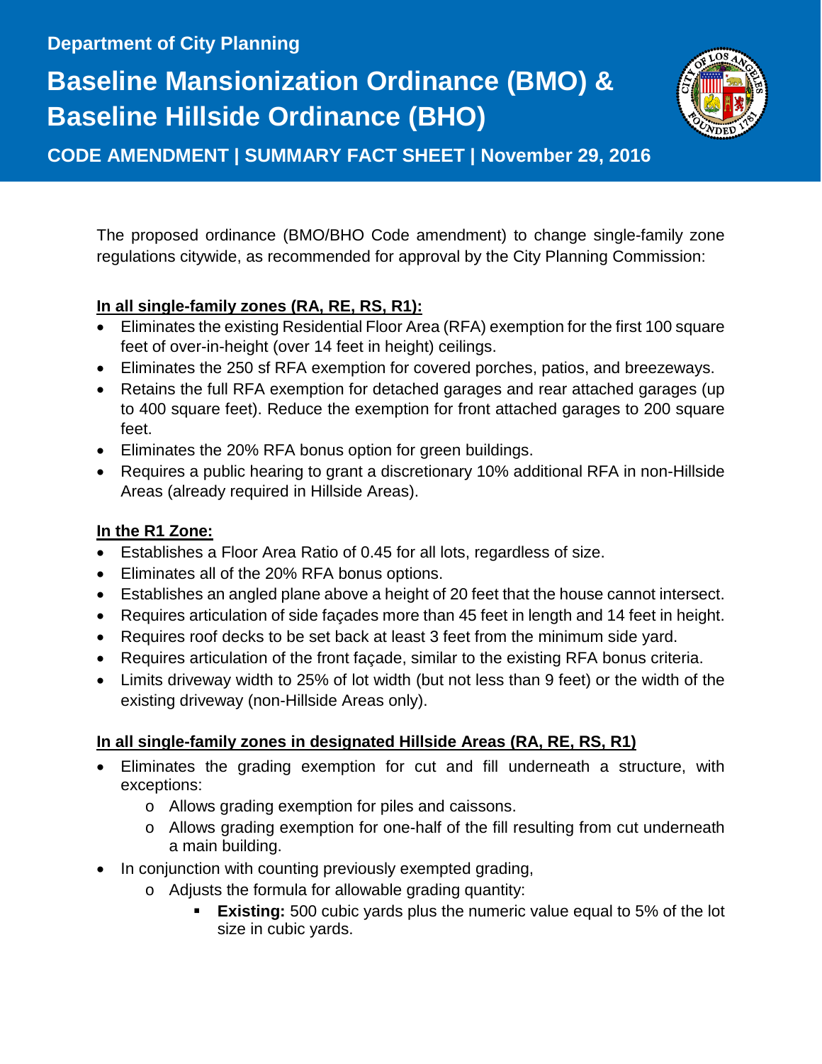Department of City Planning

# Baseline Mansionization Ordinance (BMO) & Baseline Hillside Ordinance (BHO)

## CODE AMENDMENT | SUMMARY FACT SHEET | November 29, 2016

The proposed ordinance (BMO/BHO Code amendment) to change single-family zone regulations citywide, as recommended for approval by the City Planning Commission:

### In all single-family zones (RA, RE, RS, R1):

- Eliminates the existing Residential Floor Area (RFA) exemption for the first 100 square feet of over-in-height (over 14 feet in height) ceilings.
- Eliminates the 250 sf RFA exemption for covered porches, patios, and breezeways.
- Retains the full RFA exemption for detached garages and rear attached garages (up to 400 square feet). Reduce the exemption for front attached garages to 200 square feet.
- Eliminates the 20% RFA bonus option for green buildings.
- Requires a public hearing to grant a discretionary 10% additional RFA in non-Hillside Areas (already required in Hillside Areas).

### In the R1 Zone:

- Establishes a Floor Area Ratio of 0.45 for all lots, regardless of size.
- Eliminates all of the 20% RFA bonus options.
- Establishes an angled plane above a height of 20 feet that the house cannot intersect.
- Requires articulation of side façades more than 45 feet in length and 14 feet in height.
- Requires roof decks to be set back at least 3 feet from the minimum side yard.
- Requires articulation of the front façade, similar to the existing RFA bonus criteria.
- Limits driveway width to 25% of lot width (but not less than 9 feet) or the width of the existing driveway (non-Hillside Areas only).

### In all single-family zones in designated Hillside Areas (RA, RE, RS, R1)

- Eliminates the grading exemption for cut and fill underneath a structure, with exceptions:
  - Allows grading exemption for piles and caissons.
  - Allows grading exemption for one-half of the fill resulting from cut underneath a main building.
- In conjunction with counting previously exempted grading,
  - Adjusts the formula for allowable grading quantity:
    - **Existing:** 500 cubic yards plus the numeric value equal to 5% of the lot size in cubic yards.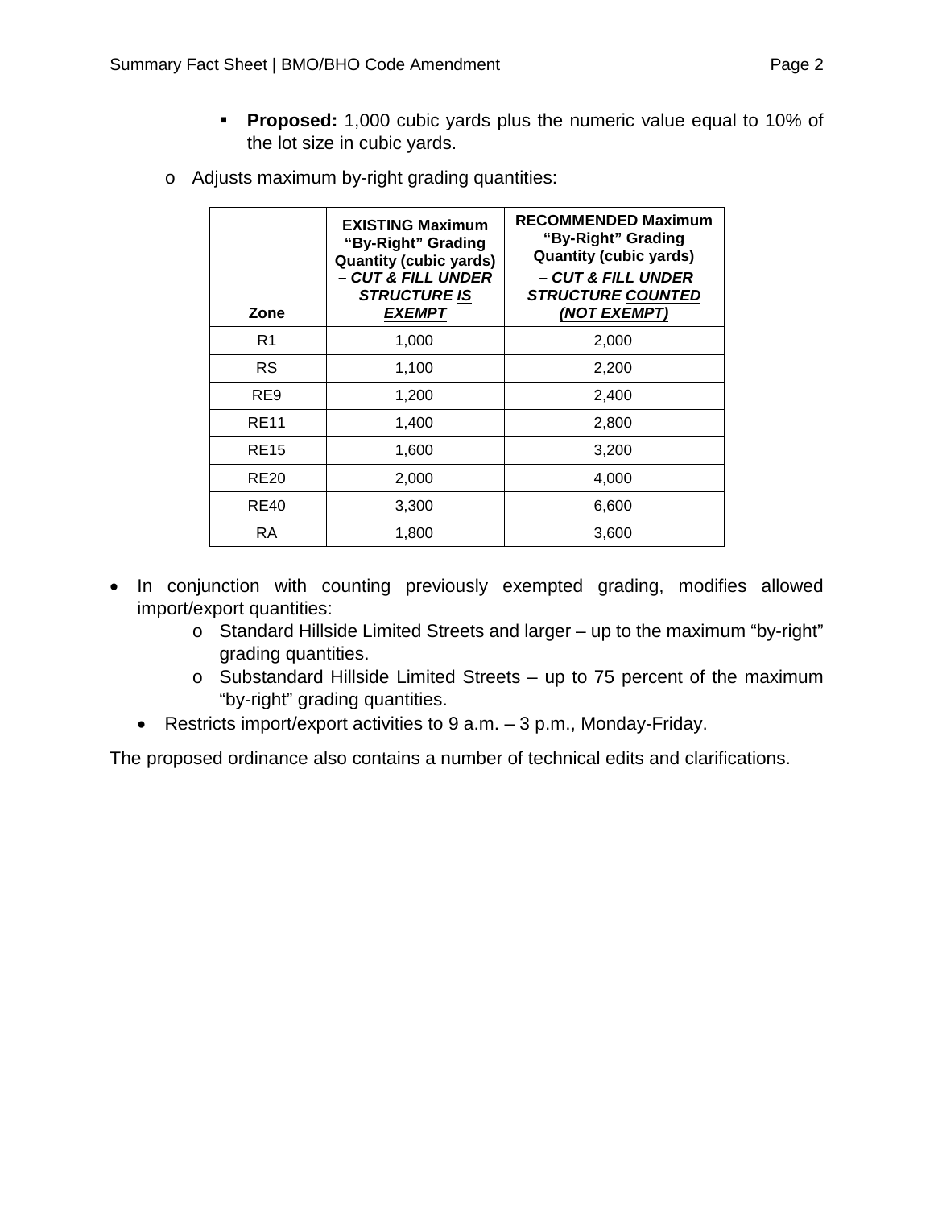- **Proposed:** 1,000 cubic yards plus the numeric value equal to 10% of the lot size in cubic yards.

  - Adjusts maximum by-right grading quantities:

| Zone | **EXISTING Maximum "By-Right" Grading Quantity (cubic yards)** ***– CUT & FILL UNDER STRUCTURE <u>IS EXEMPT</u>*** | **RECOMMENDED Maximum "By-Right" Grading Quantity (cubic yards)** ***– CUT & FILL UNDER STRUCTURE <u>COUNTED (NOT EXEMPT)</u>*** |
|---|---|---|
| R1 | 1,000 | 2,000 |
| RS | 1,100 | 2,200 |
| RE9 | 1,200 | 2,400 |
| RE11 | 1,400 | 2,800 |
| RE15 | 1,600 | 3,200 |
| RE20 | 2,000 | 4,000 |
| RE40 | 3,300 | 6,600 |
| RA | 1,800 | 3,600 |

- In conjunction with counting previously exempted grading, modifies allowed import/export quantities:
  - Standard Hillside Limited Streets and larger – up to the maximum "by-right" grading quantities.
  - Substandard Hillside Limited Streets – up to 75 percent of the maximum "by-right" grading quantities.
  - Restricts import/export activities to 9 a.m. – 3 p.m., Monday-Friday.

The proposed ordinance also contains a number of technical edits and clarifications.